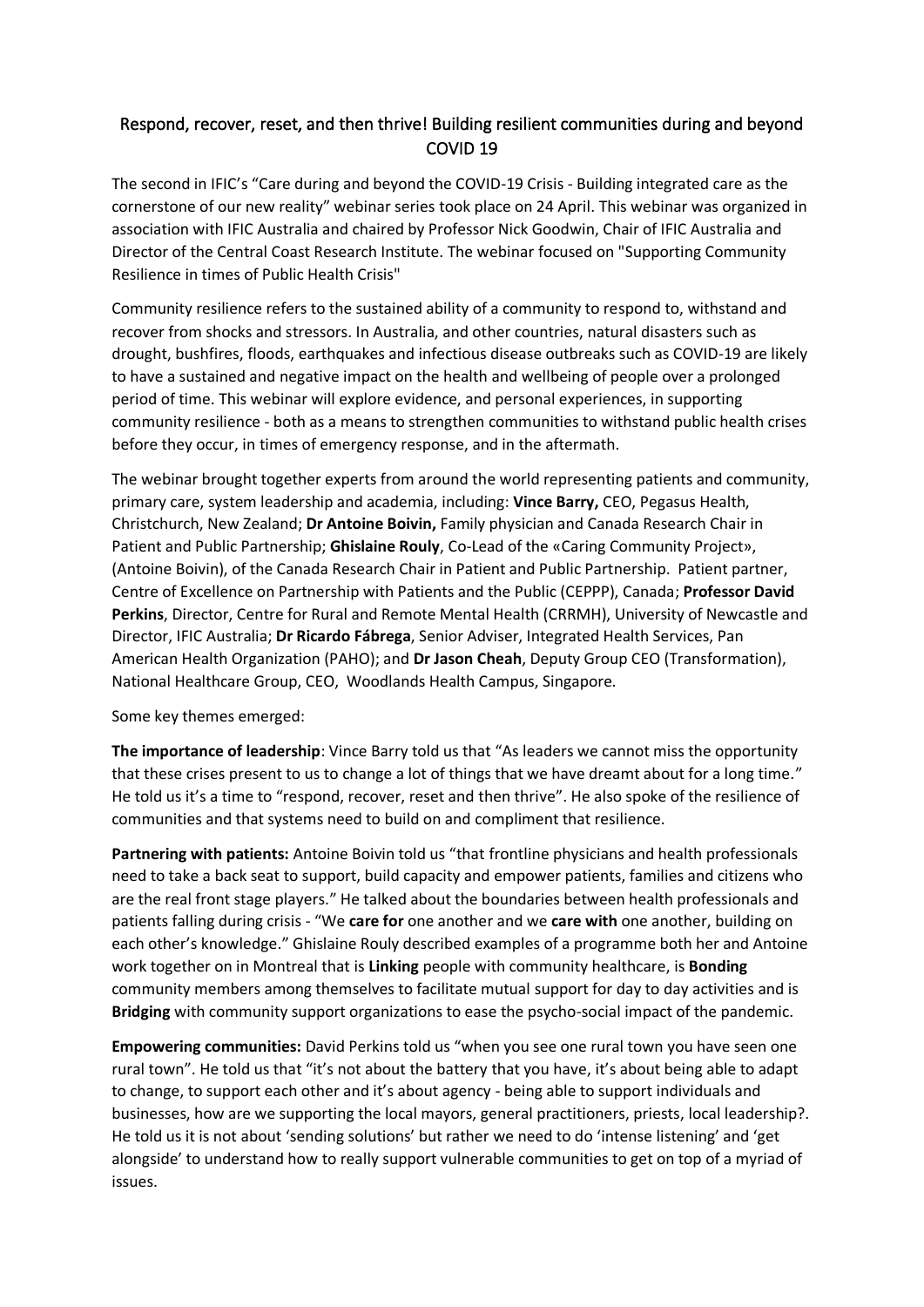## Respond, recover, reset, and then thrive! Building resilient communities during and beyond COVID 19

The second in IFIC's "Care during and beyond the COVID-19 Crisis - Building integrated care as the cornerstone of our new reality" webinar series took place on 24 April. This webinar was organized in association with IFIC Australia and chaired by Professor Nick Goodwin, Chair of IFIC Australia and Director of the Central Coast Research Institute. The webinar focused on "Supporting Community Resilience in times of Public Health Crisis"

Community resilience refers to the sustained ability of a community to respond to, withstand and recover from shocks and stressors. In Australia, and other countries, natural disasters such as drought, bushfires, floods, earthquakes and infectious disease outbreaks such as COVID-19 are likely to have a sustained and negative impact on the health and wellbeing of people over a prolonged period of time. This webinar will explore evidence, and personal experiences, in supporting community resilience - both as a means to strengthen communities to withstand public health crises before they occur, in times of emergency response, and in the aftermath.

The webinar brought together experts from around the world representing patients and community, primary care, system leadership and academia, including: **Vince Barry,** CEO, Pegasus Health, Christchurch, New Zealand; **Dr Antoine Boivin,** Family physician and Canada Research Chair in Patient and Public Partnership; **Ghislaine Rouly**, Co-Lead of the «Caring Community Project», (Antoine Boivin), of the Canada Research Chair in Patient and Public Partnership. Patient partner, Centre of Excellence on Partnership with Patients and the Public (CEPPP), Canada; **Professor David Perkins**, Director, Centre for Rural and Remote Mental Health (CRRMH), University of Newcastle and Director, IFIC Australia; **Dr Ricardo Fábrega**, Senior Adviser, Integrated Health Services, Pan American Health Organization (PAHO); and **Dr Jason Cheah**, Deputy Group CEO (Transformation), National Healthcare Group, CEO, Woodlands Health Campus, Singapore.

Some key themes emerged:

**The importance of leadership**: Vince Barry told us that "As leaders we cannot miss the opportunity that these crises present to us to change a lot of things that we have dreamt about for a long time." He told us it's a time to "respond, recover, reset and then thrive". He also spoke of the resilience of communities and that systems need to build on and compliment that resilience.

**Partnering with patients:** Antoine Boivin told us "that frontline physicians and health professionals need to take a back seat to support, build capacity and empower patients, families and citizens who are the real front stage players." He talked about the boundaries between health professionals and patients falling during crisis - "We **care for** one another and we **care with** one another, building on each other's knowledge." Ghislaine Rouly described examples of a programme both her and Antoine work together on in Montreal that is **Linking** people with community healthcare, is **Bonding** community members among themselves to facilitate mutual support for day to day activities and is **Bridging** with community support organizations to ease the psycho-social impact of the pandemic.

**Empowering communities:** David Perkins told us "when you see one rural town you have seen one rural town". He told us that "it's not about the battery that you have, it's about being able to adapt to change, to support each other and it's about agency - being able to support individuals and businesses, how are we supporting the local mayors, general practitioners, priests, local leadership?. He told us it is not about 'sending solutions' but rather we need to do 'intense listening' and 'get alongside' to understand how to really support vulnerable communities to get on top of a myriad of issues.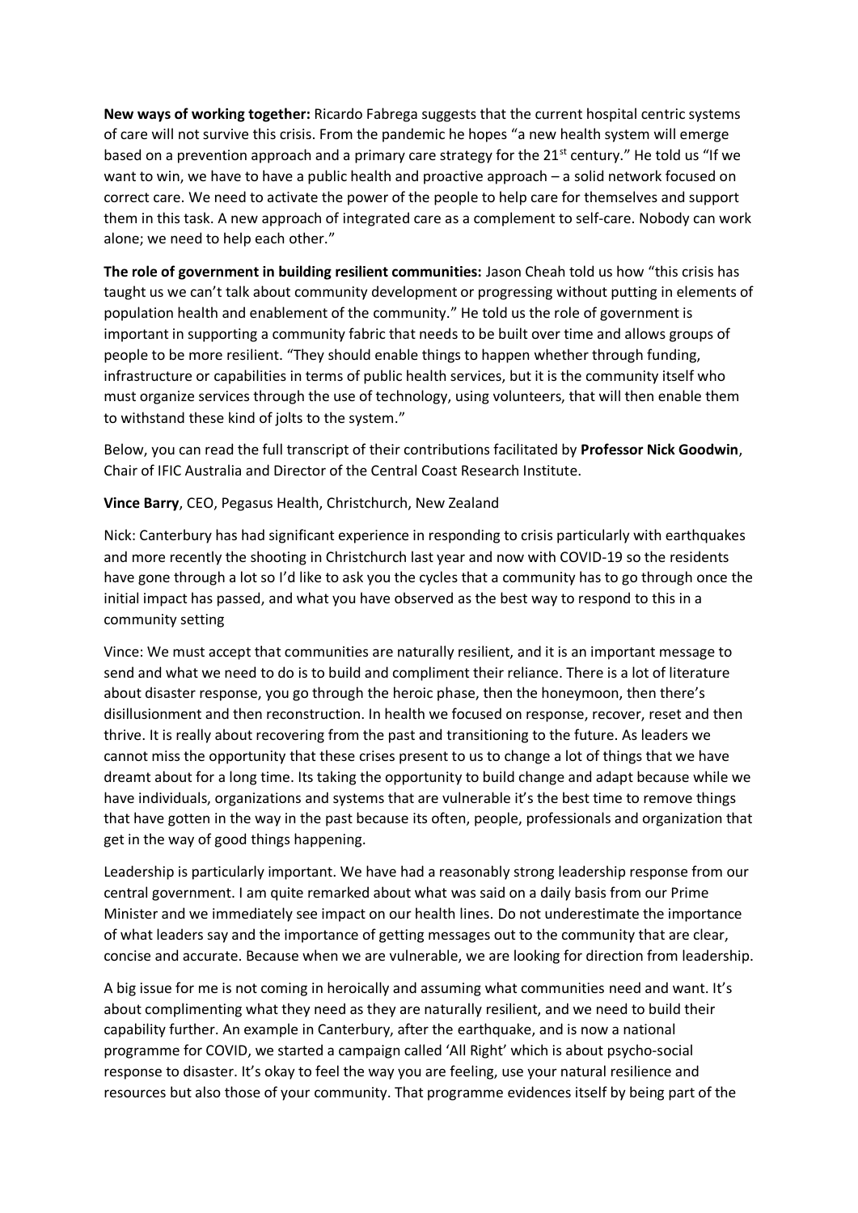**New ways of working together:** Ricardo Fabrega suggests that the current hospital centric systems of care will not survive this crisis. From the pandemic he hopes "a new health system will emerge based on a prevention approach and a primary care strategy for the 21st century." He told us "If we want to win, we have to have a public health and proactive approach – a solid network focused on correct care. We need to activate the power of the people to help care for themselves and support them in this task. A new approach of integrated care as a complement to self-care. Nobody can work alone; we need to help each other."

**The role of government in building resilient communities:** Jason Cheah told us how "this crisis has taught us we can't talk about community development or progressing without putting in elements of population health and enablement of the community." He told us the role of government is important in supporting a community fabric that needs to be built over time and allows groups of people to be more resilient. "They should enable things to happen whether through funding, infrastructure or capabilities in terms of public health services, but it is the community itself who must organize services through the use of technology, using volunteers, that will then enable them to withstand these kind of jolts to the system."

Below, you can read the full transcript of their contributions facilitated by **Professor Nick Goodwin**, Chair of IFIC Australia and Director of the Central Coast Research Institute.

**Vince Barry**, CEO, Pegasus Health, Christchurch, New Zealand

Nick: Canterbury has had significant experience in responding to crisis particularly with earthquakes and more recently the shooting in Christchurch last year and now with COVID-19 so the residents have gone through a lot so I'd like to ask you the cycles that a community has to go through once the initial impact has passed, and what you have observed as the best way to respond to this in a community setting

Vince: We must accept that communities are naturally resilient, and it is an important message to send and what we need to do is to build and compliment their reliance. There is a lot of literature about disaster response, you go through the heroic phase, then the honeymoon, then there's disillusionment and then reconstruction. In health we focused on response, recover, reset and then thrive. It is really about recovering from the past and transitioning to the future. As leaders we cannot miss the opportunity that these crises present to us to change a lot of things that we have dreamt about for a long time. Its taking the opportunity to build change and adapt because while we have individuals, organizations and systems that are vulnerable it's the best time to remove things that have gotten in the way in the past because its often, people, professionals and organization that get in the way of good things happening.

Leadership is particularly important. We have had a reasonably strong leadership response from our central government. I am quite remarked about what was said on a daily basis from our Prime Minister and we immediately see impact on our health lines. Do not underestimate the importance of what leaders say and the importance of getting messages out to the community that are clear, concise and accurate. Because when we are vulnerable, we are looking for direction from leadership.

A big issue for me is not coming in heroically and assuming what communities need and want. It's about complimenting what they need as they are naturally resilient, and we need to build their capability further. An example in Canterbury, after the earthquake, and is now a national programme for COVID, we started a campaign called 'All Right' which is about psycho-social response to disaster. It's okay to feel the way you are feeling, use your natural resilience and resources but also those of your community. That programme evidences itself by being part of the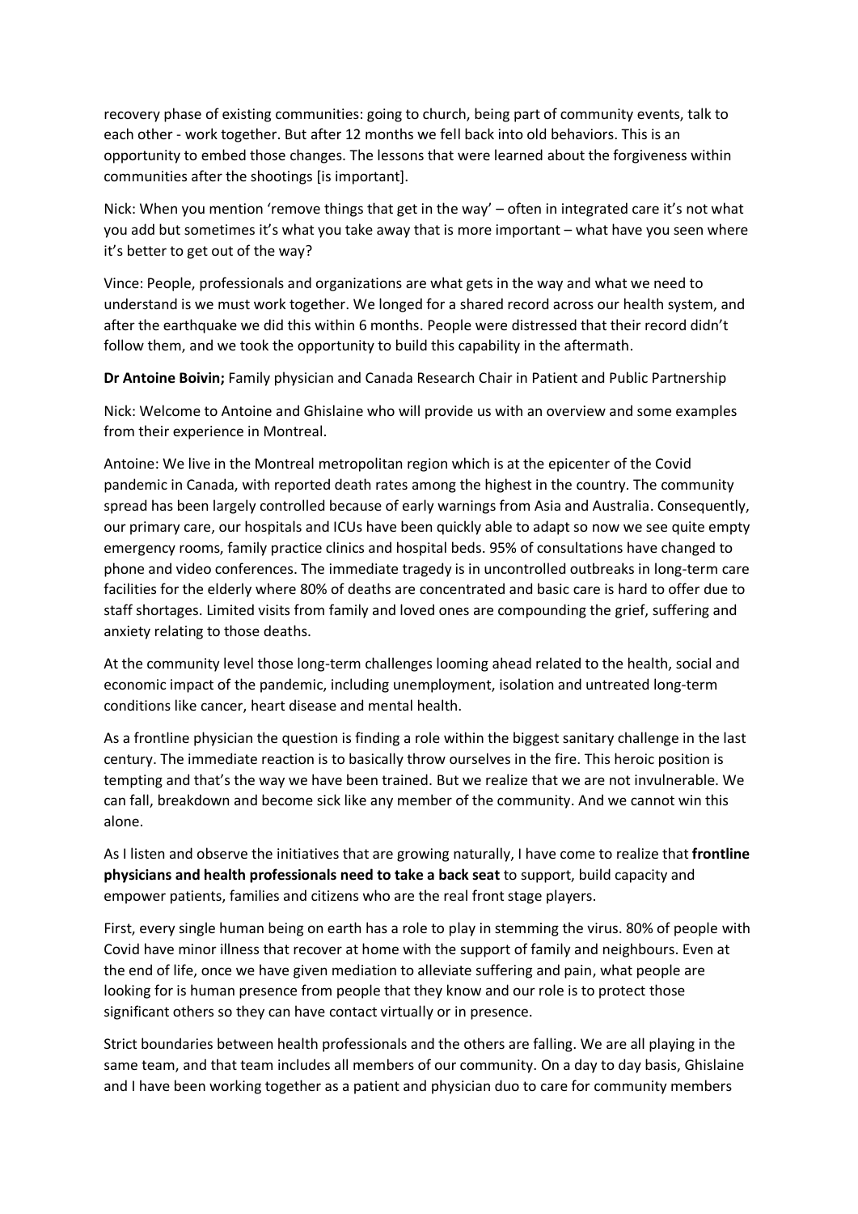recovery phase of existing communities: going to church, being part of community events, talk to each other - work together. But after 12 months we fell back into old behaviors. This is an opportunity to embed those changes. The lessons that were learned about the forgiveness within communities after the shootings [is important].

Nick: When you mention 'remove things that get in the way' – often in integrated care it's not what you add but sometimes it's what you take away that is more important – what have you seen where it's better to get out of the way?

Vince: People, professionals and organizations are what gets in the way and what we need to understand is we must work together. We longed for a shared record across our health system, and after the earthquake we did this within 6 months. People were distressed that their record didn't follow them, and we took the opportunity to build this capability in the aftermath.

**Dr Antoine Boivin;** Family physician and Canada Research Chair in Patient and Public Partnership

Nick: Welcome to Antoine and Ghislaine who will provide us with an overview and some examples from their experience in Montreal.

Antoine: We live in the Montreal metropolitan region which is at the epicenter of the Covid pandemic in Canada, with reported death rates among the highest in the country. The community spread has been largely controlled because of early warnings from Asia and Australia. Consequently, our primary care, our hospitals and ICUs have been quickly able to adapt so now we see quite empty emergency rooms, family practice clinics and hospital beds. 95% of consultations have changed to phone and video conferences. The immediate tragedy is in uncontrolled outbreaks in long-term care facilities for the elderly where 80% of deaths are concentrated and basic care is hard to offer due to staff shortages. Limited visits from family and loved ones are compounding the grief, suffering and anxiety relating to those deaths.

At the community level those long-term challenges looming ahead related to the health, social and economic impact of the pandemic, including unemployment, isolation and untreated long-term conditions like cancer, heart disease and mental health.

As a frontline physician the question is finding a role within the biggest sanitary challenge in the last century. The immediate reaction is to basically throw ourselves in the fire. This heroic position is tempting and that's the way we have been trained. But we realize that we are not invulnerable. We can fall, breakdown and become sick like any member of the community. And we cannot win this alone.

As I listen and observe the initiatives that are growing naturally, I have come to realize that **frontline physicians and health professionals need to take a back seat** to support, build capacity and empower patients, families and citizens who are the real front stage players.

First, every single human being on earth has a role to play in stemming the virus. 80% of people with Covid have minor illness that recover at home with the support of family and neighbours. Even at the end of life, once we have given mediation to alleviate suffering and pain, what people are looking for is human presence from people that they know and our role is to protect those significant others so they can have contact virtually or in presence.

Strict boundaries between health professionals and the others are falling. We are all playing in the same team, and that team includes all members of our community. On a day to day basis, Ghislaine and I have been working together as a patient and physician duo to care for community members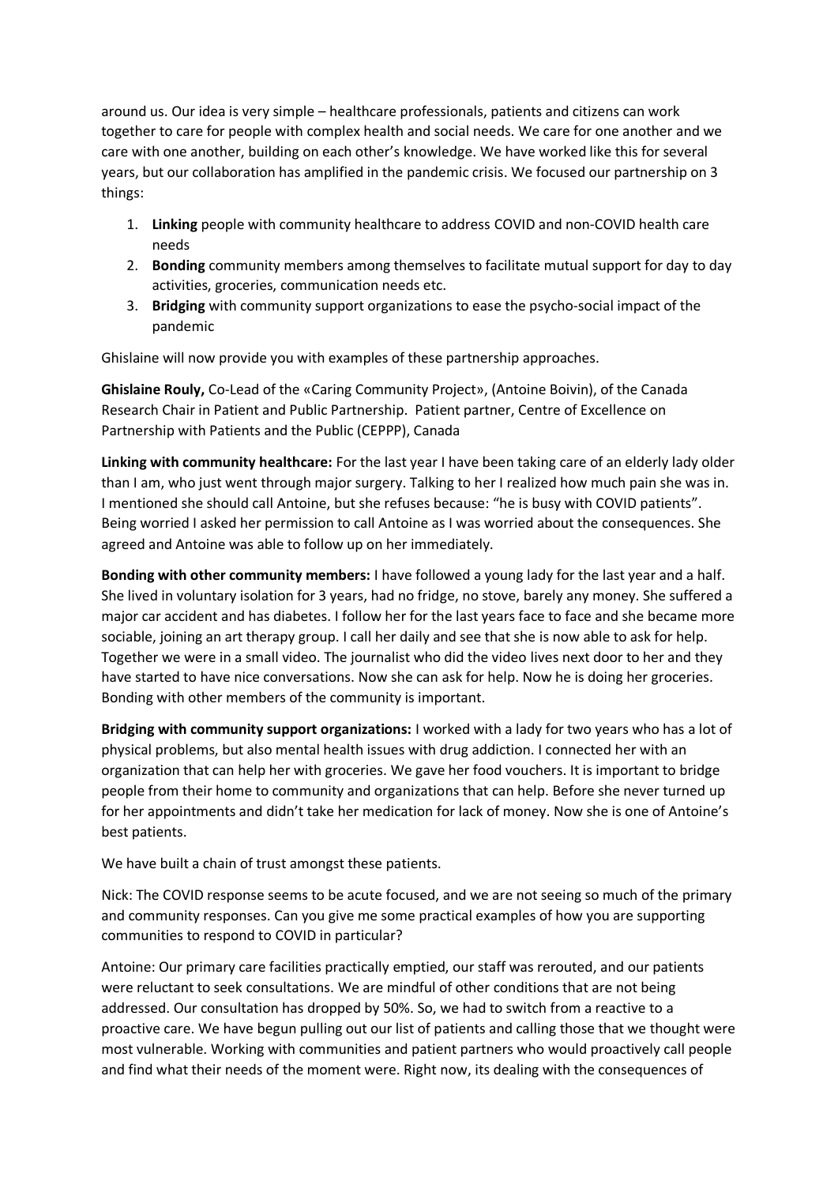around us. Our idea is very simple – healthcare professionals, patients and citizens can work together to care for people with complex health and social needs. We care for one another and we care with one another, building on each other's knowledge. We have worked like this for several years, but our collaboration has amplified in the pandemic crisis. We focused our partnership on 3 things:

1. **Linking** people with community healthcare to address COVID and non-COVID health care needs
2. **Bonding** community members among themselves to facilitate mutual support for day to day activities, groceries, communication needs etc.
3. **Bridging** with community support organizations to ease the psycho-social impact of the pandemic

Ghislaine will now provide you with examples of these partnership approaches.

**Ghislaine Rouly,** Co-Lead of the «Caring Community Project», (Antoine Boivin), of the Canada Research Chair in Patient and Public Partnership. Patient partner, Centre of Excellence on Partnership with Patients and the Public (CEPPP), Canada

**Linking with community healthcare:** For the last year I have been taking care of an elderly lady older than I am, who just went through major surgery. Talking to her I realized how much pain she was in. I mentioned she should call Antoine, but she refuses because: "he is busy with COVID patients". Being worried I asked her permission to call Antoine as I was worried about the consequences. She agreed and Antoine was able to follow up on her immediately.

**Bonding with other community members:** I have followed a young lady for the last year and a half. She lived in voluntary isolation for 3 years, had no fridge, no stove, barely any money. She suffered a major car accident and has diabetes. I follow her for the last years face to face and she became more sociable, joining an art therapy group. I call her daily and see that she is now able to ask for help. Together we were in a small video. The journalist who did the video lives next door to her and they have started to have nice conversations. Now she can ask for help. Now he is doing her groceries. Bonding with other members of the community is important.

**Bridging with community support organizations:** I worked with a lady for two years who has a lot of physical problems, but also mental health issues with drug addiction. I connected her with an organization that can help her with groceries. We gave her food vouchers. It is important to bridge people from their home to community and organizations that can help. Before she never turned up for her appointments and didn't take her medication for lack of money. Now she is one of Antoine's best patients.

We have built a chain of trust amongst these patients.

Nick: The COVID response seems to be acute focused, and we are not seeing so much of the primary and community responses. Can you give me some practical examples of how you are supporting communities to respond to COVID in particular?

Antoine: Our primary care facilities practically emptied, our staff was rerouted, and our patients were reluctant to seek consultations. We are mindful of other conditions that are not being addressed. Our consultation has dropped by 50%. So, we had to switch from a reactive to a proactive care. We have begun pulling out our list of patients and calling those that we thought were most vulnerable. Working with communities and patient partners who would proactively call people and find what their needs of the moment were. Right now, its dealing with the consequences of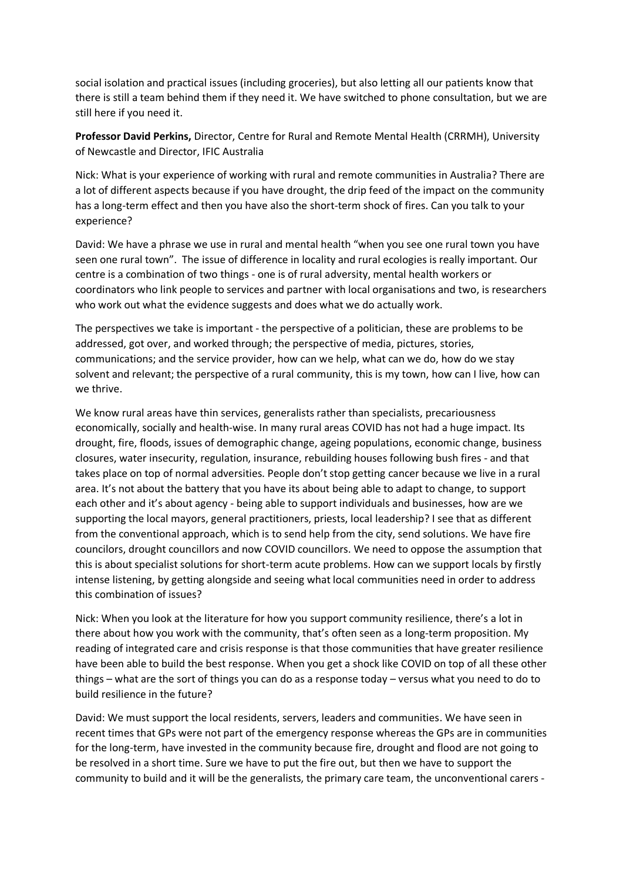social isolation and practical issues (including groceries), but also letting all our patients know that there is still a team behind them if they need it. We have switched to phone consultation, but we are still here if you need it.

**Professor David Perkins,** Director, Centre for Rural and Remote Mental Health (CRRMH), University of Newcastle and Director, IFIC Australia

Nick: What is your experience of working with rural and remote communities in Australia? There are a lot of different aspects because if you have drought, the drip feed of the impact on the community has a long-term effect and then you have also the short-term shock of fires. Can you talk to your experience?

David: We have a phrase we use in rural and mental health "when you see one rural town you have seen one rural town". The issue of difference in locality and rural ecologies is really important. Our centre is a combination of two things - one is of rural adversity, mental health workers or coordinators who link people to services and partner with local organisations and two, is researchers who work out what the evidence suggests and does what we do actually work.

The perspectives we take is important - the perspective of a politician, these are problems to be addressed, got over, and worked through; the perspective of media, pictures, stories, communications; and the service provider, how can we help, what can we do, how do we stay solvent and relevant; the perspective of a rural community, this is my town, how can I live, how can we thrive.

We know rural areas have thin services, generalists rather than specialists, precariousness economically, socially and health-wise. In many rural areas COVID has not had a huge impact. Its drought, fire, floods, issues of demographic change, ageing populations, economic change, business closures, water insecurity, regulation, insurance, rebuilding houses following bush fires - and that takes place on top of normal adversities. People don't stop getting cancer because we live in a rural area. It's not about the battery that you have its about being able to adapt to change, to support each other and it's about agency - being able to support individuals and businesses, how are we supporting the local mayors, general practitioners, priests, local leadership? I see that as different from the conventional approach, which is to send help from the city, send solutions. We have fire councilors, drought councillors and now COVID councillors. We need to oppose the assumption that this is about specialist solutions for short-term acute problems. How can we support locals by firstly intense listening, by getting alongside and seeing what local communities need in order to address this combination of issues?

Nick: When you look at the literature for how you support community resilience, there's a lot in there about how you work with the community, that's often seen as a long-term proposition. My reading of integrated care and crisis response is that those communities that have greater resilience have been able to build the best response. When you get a shock like COVID on top of all these other things – what are the sort of things you can do as a response today – versus what you need to do to build resilience in the future?

David: We must support the local residents, servers, leaders and communities. We have seen in recent times that GPs were not part of the emergency response whereas the GPs are in communities for the long-term, have invested in the community because fire, drought and flood are not going to be resolved in a short time. Sure we have to put the fire out, but then we have to support the community to build and it will be the generalists, the primary care team, the unconventional carers -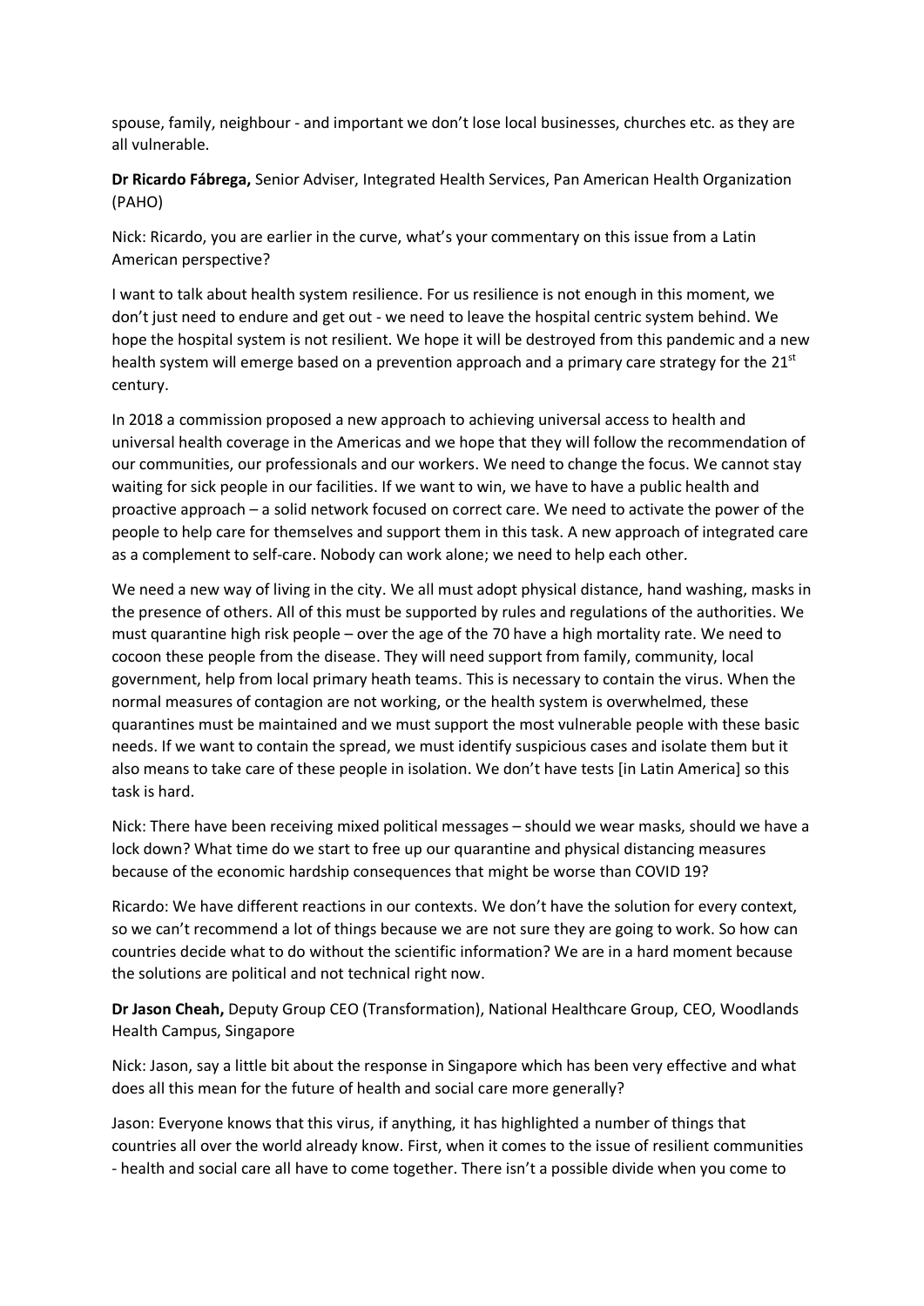spouse, family, neighbour - and important we don't lose local businesses, churches etc. as they are all vulnerable.

**Dr Ricardo Fábrega,** Senior Adviser, Integrated Health Services, Pan American Health Organization (PAHO)

Nick: Ricardo, you are earlier in the curve, what's your commentary on this issue from a Latin American perspective?

I want to talk about health system resilience. For us resilience is not enough in this moment, we don't just need to endure and get out - we need to leave the hospital centric system behind. We hope the hospital system is not resilient. We hope it will be destroyed from this pandemic and a new health system will emerge based on a prevention approach and a primary care strategy for the 21st century.

In 2018 a commission proposed a new approach to achieving universal access to health and universal health coverage in the Americas and we hope that they will follow the recommendation of our communities, our professionals and our workers. We need to change the focus. We cannot stay waiting for sick people in our facilities. If we want to win, we have to have a public health and proactive approach – a solid network focused on correct care. We need to activate the power of the people to help care for themselves and support them in this task. A new approach of integrated care as a complement to self-care. Nobody can work alone; we need to help each other.

We need a new way of living in the city. We all must adopt physical distance, hand washing, masks in the presence of others. All of this must be supported by rules and regulations of the authorities. We must quarantine high risk people – over the age of the 70 have a high mortality rate. We need to cocoon these people from the disease. They will need support from family, community, local government, help from local primary heath teams. This is necessary to contain the virus. When the normal measures of contagion are not working, or the health system is overwhelmed, these quarantines must be maintained and we must support the most vulnerable people with these basic needs. If we want to contain the spread, we must identify suspicious cases and isolate them but it also means to take care of these people in isolation. We don't have tests [in Latin America] so this task is hard.

Nick: There have been receiving mixed political messages – should we wear masks, should we have a lock down? What time do we start to free up our quarantine and physical distancing measures because of the economic hardship consequences that might be worse than COVID 19?

Ricardo: We have different reactions in our contexts. We don't have the solution for every context, so we can't recommend a lot of things because we are not sure they are going to work. So how can countries decide what to do without the scientific information? We are in a hard moment because the solutions are political and not technical right now.

**Dr Jason Cheah,** Deputy Group CEO (Transformation), National Healthcare Group, CEO, Woodlands Health Campus, Singapore

Nick: Jason, say a little bit about the response in Singapore which has been very effective and what does all this mean for the future of health and social care more generally?

Jason: Everyone knows that this virus, if anything, it has highlighted a number of things that countries all over the world already know. First, when it comes to the issue of resilient communities - health and social care all have to come together. There isn't a possible divide when you come to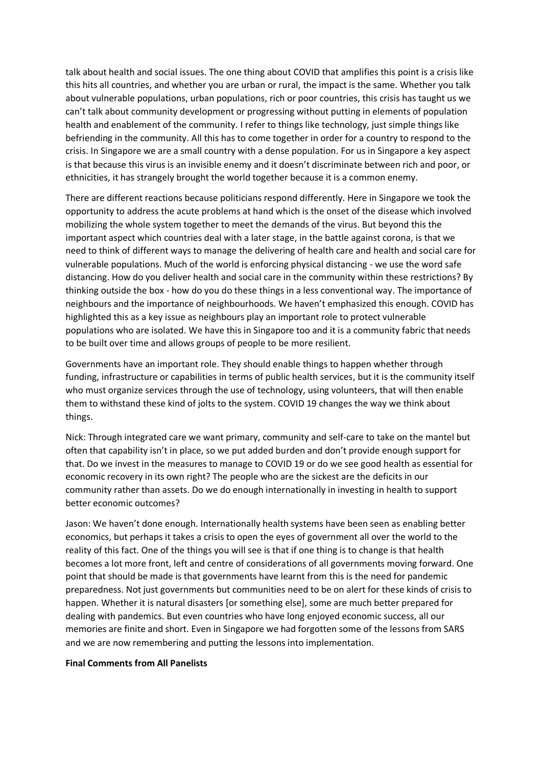talk about health and social issues. The one thing about COVID that amplifies this point is a crisis like this hits all countries, and whether you are urban or rural, the impact is the same. Whether you talk about vulnerable populations, urban populations, rich or poor countries, this crisis has taught us we can't talk about community development or progressing without putting in elements of population health and enablement of the community. I refer to things like technology, just simple things like befriending in the community. All this has to come together in order for a country to respond to the crisis. In Singapore we are a small country with a dense population. For us in Singapore a key aspect is that because this virus is an invisible enemy and it doesn't discriminate between rich and poor, or ethnicities, it has strangely brought the world together because it is a common enemy.

There are different reactions because politicians respond differently. Here in Singapore we took the opportunity to address the acute problems at hand which is the onset of the disease which involved mobilizing the whole system together to meet the demands of the virus. But beyond this the important aspect which countries deal with a later stage, in the battle against corona, is that we need to think of different ways to manage the delivering of health care and health and social care for vulnerable populations. Much of the world is enforcing physical distancing - we use the word safe distancing. How do you deliver health and social care in the community within these restrictions? By thinking outside the box - how do you do these things in a less conventional way. The importance of neighbours and the importance of neighbourhoods. We haven't emphasized this enough. COVID has highlighted this as a key issue as neighbours play an important role to protect vulnerable populations who are isolated. We have this in Singapore too and it is a community fabric that needs to be built over time and allows groups of people to be more resilient.

Governments have an important role. They should enable things to happen whether through funding, infrastructure or capabilities in terms of public health services, but it is the community itself who must organize services through the use of technology, using volunteers, that will then enable them to withstand these kind of jolts to the system. COVID 19 changes the way we think about things.

Nick: Through integrated care we want primary, community and self-care to take on the mantel but often that capability isn't in place, so we put added burden and don't provide enough support for that. Do we invest in the measures to manage to COVID 19 or do we see good health as essential for economic recovery in its own right? The people who are the sickest are the deficits in our community rather than assets. Do we do enough internationally in investing in health to support better economic outcomes?

Jason: We haven't done enough. Internationally health systems have been seen as enabling better economics, but perhaps it takes a crisis to open the eyes of government all over the world to the reality of this fact. One of the things you will see is that if one thing is to change is that health becomes a lot more front, left and centre of considerations of all governments moving forward. One point that should be made is that governments have learnt from this is the need for pandemic preparedness. Not just governments but communities need to be on alert for these kinds of crisis to happen. Whether it is natural disasters [or something else], some are much better prepared for dealing with pandemics. But even countries who have long enjoyed economic success, all our memories are finite and short. Even in Singapore we had forgotten some of the lessons from SARS and we are now remembering and putting the lessons into implementation.

**Final Comments from All Panelists**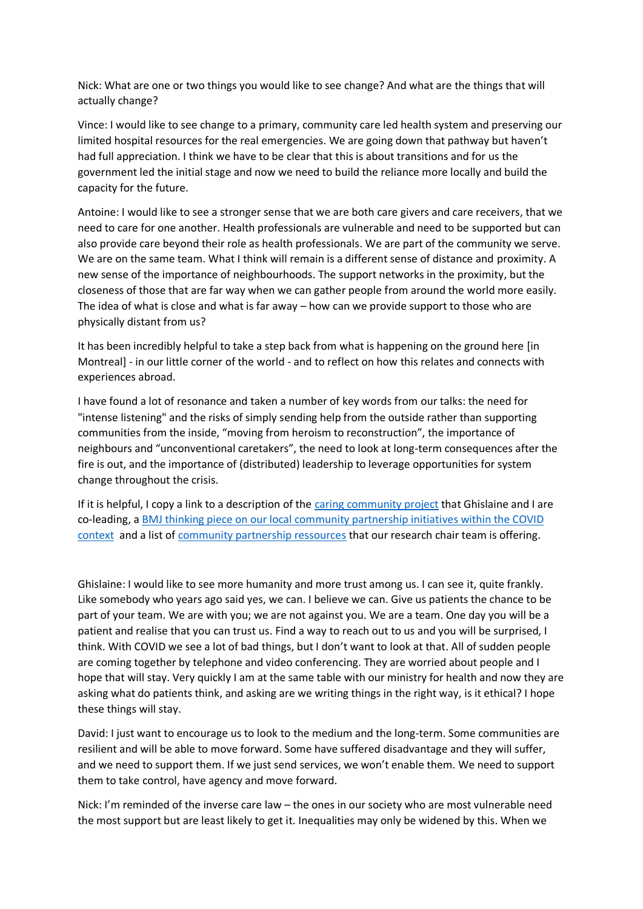Nick: What are one or two things you would like to see change? And what are the things that will actually change?

Vince: I would like to see change to a primary, community care led health system and preserving our limited hospital resources for the real emergencies. We are going down that pathway but haven't had full appreciation. I think we have to be clear that this is about transitions and for us the government led the initial stage and now we need to build the reliance more locally and build the capacity for the future.

Antoine: I would like to see a stronger sense that we are both care givers and care receivers, that we need to care for one another. Health professionals are vulnerable and need to be supported but can also provide care beyond their role as health professionals. We are part of the community we serve. We are on the same team. What I think will remain is a different sense of distance and proximity. A new sense of the importance of neighbourhoods. The support networks in the proximity, but the closeness of those that are far way when we can gather people from around the world more easily. The idea of what is close and what is far away – how can we provide support to those who are physically distant from us?

It has been incredibly helpful to take a step back from what is happening on the ground here [in Montreal] - in our little corner of the world - and to reflect on how this relates and connects with experiences abroad.

I have found a lot of resonance and taken a number of key words from our talks: the need for "intense listening" and the risks of simply sending help from the outside rather than supporting communities from the inside, "moving from heroism to reconstruction", the importance of neighbours and "unconventional caretakers", the need to look at long-term consequences after the fire is out, and the importance of (distributed) leadership to leverage opportunities for system change throughout the crisis.

If it is helpful, I copy a link to a description of the caring community project that Ghislaine and I are co-leading, a BMJ thinking piece on our local community partnership initiatives within the COVID context and a list of community partnership ressources that our research chair team is offering.

Ghislaine: I would like to see more humanity and more trust among us. I can see it, quite frankly. Like somebody who years ago said yes, we can. I believe we can. Give us patients the chance to be part of your team. We are with you; we are not against you. We are a team. One day you will be a patient and realise that you can trust us. Find a way to reach out to us and you will be surprised, I think. With COVID we see a lot of bad things, but I don't want to look at that. All of sudden people are coming together by telephone and video conferencing. They are worried about people and I hope that will stay. Very quickly I am at the same table with our ministry for health and now they are asking what do patients think, and asking are we writing things in the right way, is it ethical? I hope these things will stay.

David: I just want to encourage us to look to the medium and the long-term. Some communities are resilient and will be able to move forward. Some have suffered disadvantage and they will suffer, and we need to support them. If we just send services, we won't enable them. We need to support them to take control, have agency and move forward.

Nick: I'm reminded of the inverse care law – the ones in our society who are most vulnerable need the most support but are least likely to get it. Inequalities may only be widened by this. When we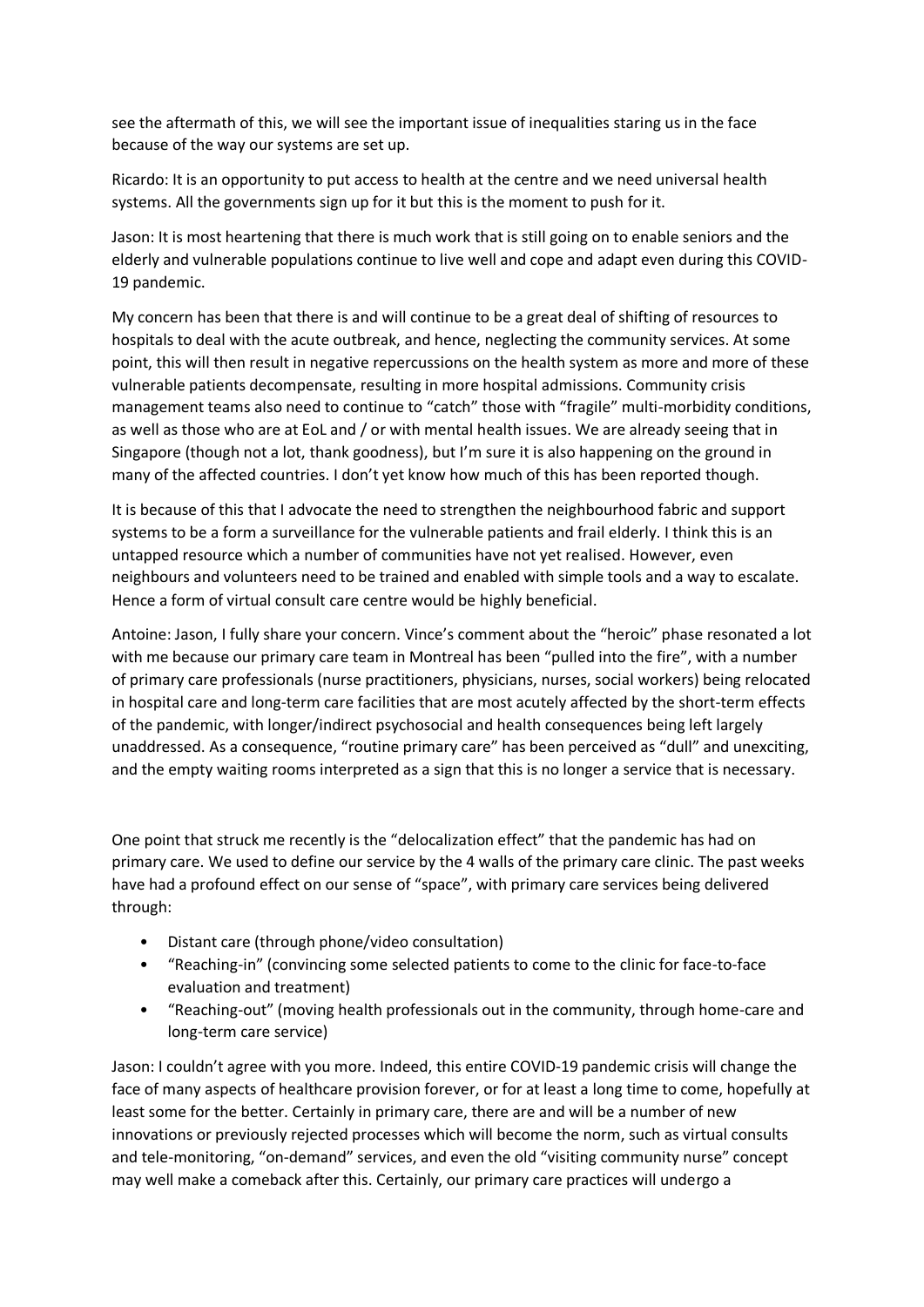see the aftermath of this, we will see the important issue of inequalities staring us in the face because of the way our systems are set up.

Ricardo: It is an opportunity to put access to health at the centre and we need universal health systems. All the governments sign up for it but this is the moment to push for it.

Jason: It is most heartening that there is much work that is still going on to enable seniors and the elderly and vulnerable populations continue to live well and cope and adapt even during this COVID-19 pandemic.

My concern has been that there is and will continue to be a great deal of shifting of resources to hospitals to deal with the acute outbreak, and hence, neglecting the community services. At some point, this will then result in negative repercussions on the health system as more and more of these vulnerable patients decompensate, resulting in more hospital admissions. Community crisis management teams also need to continue to "catch" those with "fragile" multi-morbidity conditions, as well as those who are at EoL and / or with mental health issues. We are already seeing that in Singapore (though not a lot, thank goodness), but I'm sure it is also happening on the ground in many of the affected countries. I don't yet know how much of this has been reported though.

It is because of this that I advocate the need to strengthen the neighbourhood fabric and support systems to be a form a surveillance for the vulnerable patients and frail elderly. I think this is an untapped resource which a number of communities have not yet realised. However, even neighbours and volunteers need to be trained and enabled with simple tools and a way to escalate. Hence a form of virtual consult care centre would be highly beneficial.

Antoine: Jason, I fully share your concern. Vince's comment about the "heroic" phase resonated a lot with me because our primary care team in Montreal has been "pulled into the fire", with a number of primary care professionals (nurse practitioners, physicians, nurses, social workers) being relocated in hospital care and long-term care facilities that are most acutely affected by the short-term effects of the pandemic, with longer/indirect psychosocial and health consequences being left largely unaddressed. As a consequence, "routine primary care" has been perceived as "dull" and unexciting, and the empty waiting rooms interpreted as a sign that this is no longer a service that is necessary.

One point that struck me recently is the "delocalization effect" that the pandemic has had on primary care. We used to define our service by the 4 walls of the primary care clinic. The past weeks have had a profound effect on our sense of "space", with primary care services being delivered through:

- Distant care (through phone/video consultation)
- "Reaching-in" (convincing some selected patients to come to the clinic for face-to-face evaluation and treatment)
- "Reaching-out" (moving health professionals out in the community, through home-care and long-term care service)

Jason: I couldn't agree with you more. Indeed, this entire COVID-19 pandemic crisis will change the face of many aspects of healthcare provision forever, or for at least a long time to come, hopefully at least some for the better. Certainly in primary care, there are and will be a number of new innovations or previously rejected processes which will become the norm, such as virtual consults and tele-monitoring, "on-demand" services, and even the old "visiting community nurse" concept may well make a comeback after this. Certainly, our primary care practices will undergo a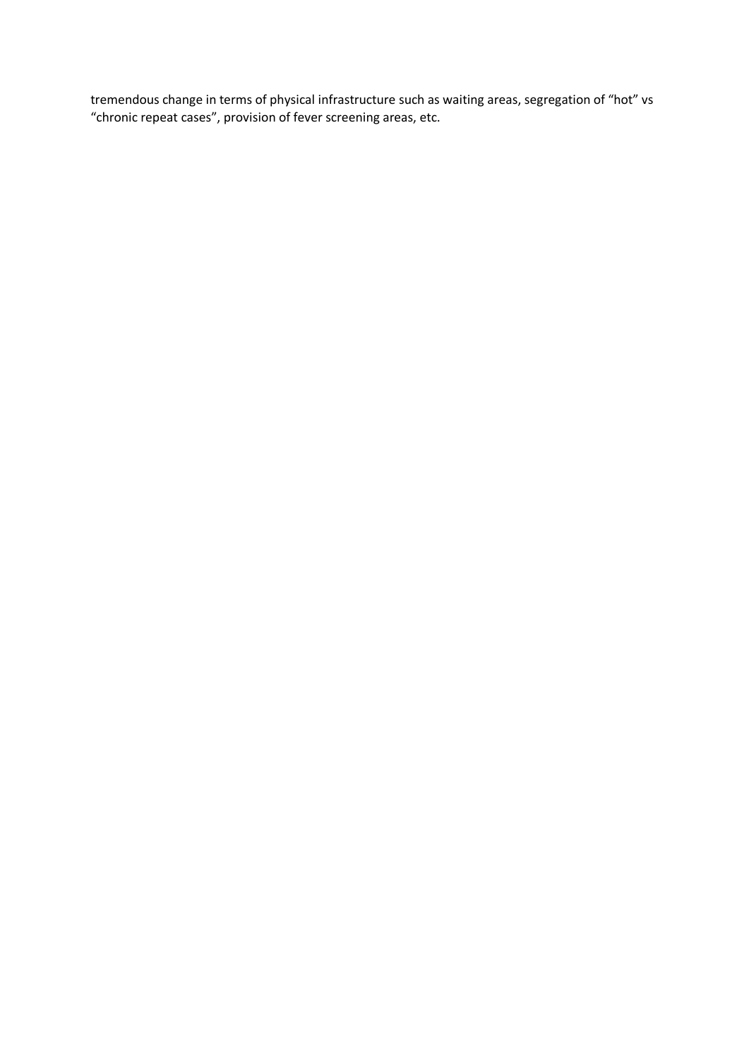tremendous change in terms of physical infrastructure such as waiting areas, segregation of "hot" vs "chronic repeat cases", provision of fever screening areas, etc.